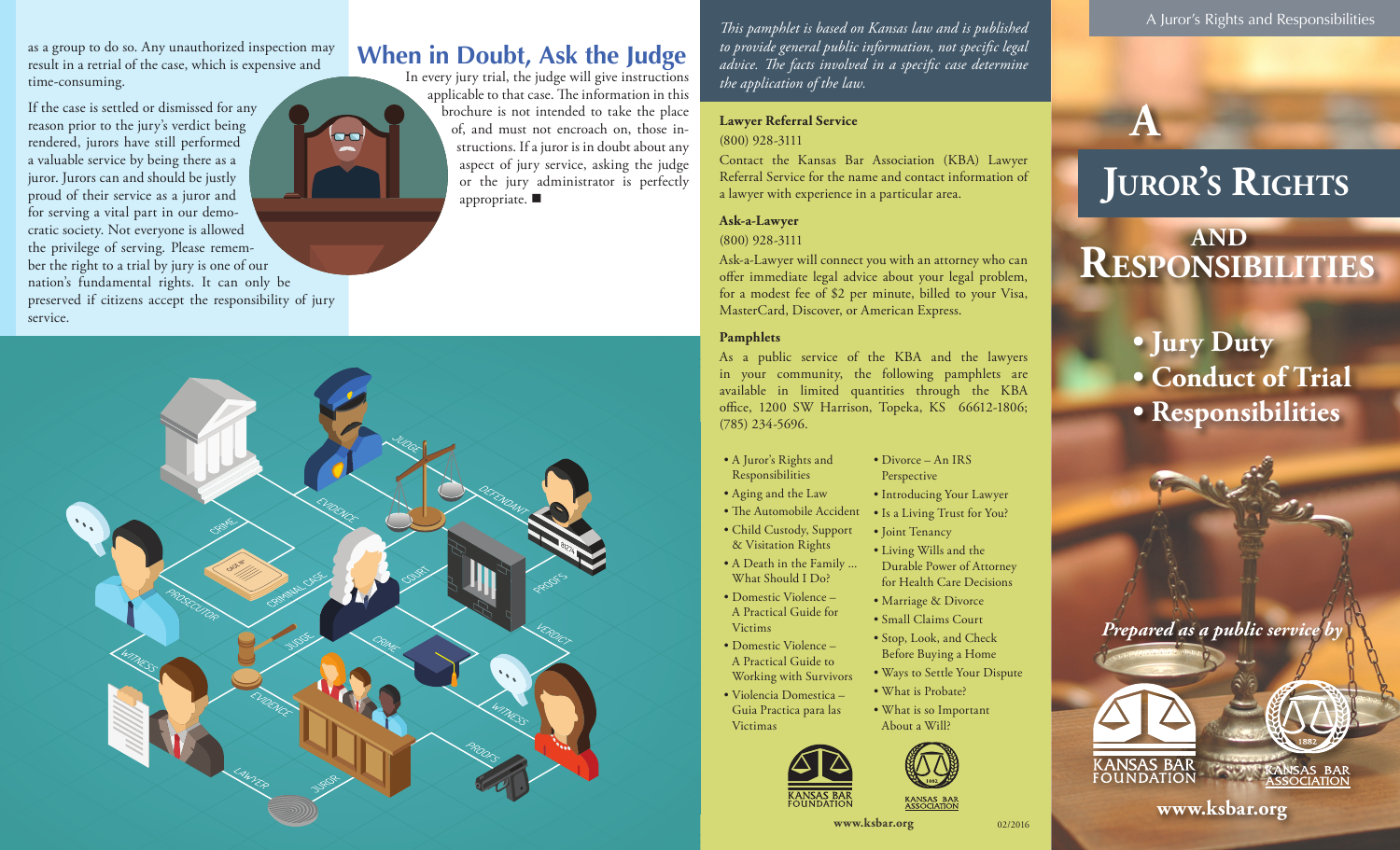as a group to do so. Any unauthorized inspection may result in a retrial of the case, which is expensive and time-consuming.

If the case is settled or dismissed for any reason prior to the jury's verdict being rendered, jurors have still performed a valuable service by being there as a juror. Jurors can and should be justly proud of their service as a juror and for serving a vital part in our democratic society. Not everyone is allowed the privilege of serving. Please remember the right to a trial by jury is one of our nation's fundamental rights. It can only be preserved if citizens accept the responsibility of jury service.

## When in Doubt, Ask the Judge

In every jury trial, the judge will give instructions applicable to that case. The information in this brochure is not intended to take the place of, and must not encroach on, those instructions. If a juror is in doubt about any aspect of jury service, asking the judge or the jury administrator is perfectly appropriate. ■

*This pamphlet is based on Kansas law and is published to provide general public information, not specific legal advice. The facts involved in a specific case determine the application of the law.*

**Lawyer Referral Service**

(800) 928-3111

Contact the Kansas Bar Association (KBA) Lawyer Referral Service for the name and contact information of a lawyer with experience in a particular area.

**Ask-a-Lawyer**

(800) 928-3111

Ask-a-Lawyer will connect you with an attorney who can offer immediate legal advice about your legal problem, for a modest fee of $2 per minute, billed to your Visa, MasterCard, Discover, or American Express.

**Pamphlets**

As a public service of the KBA and the lawyers in your community, the following pamphlets are available in limited quantities through the KBA office, 1200 SW Harrison, Topeka, KS 66612-1806; (785) 234-5696.

- A Juror's Rights and Responsibilities
- Aging and the Law
- The Automobile Accident
- Child Custody, Support & Visitation Rights
- A Death in the Family ... What Should I Do?
- Domestic Violence – A Practical Guide for Victims
- Domestic Violence – A Practical Guide to Working with Survivors
- Violencia Domestica – Guia Practica para las Victimas
- Divorce – An IRS Perspective
- Introducing Your Lawyer
- Is a Living Trust for You?
- Joint Tenancy
- Living Wills and the Durable Power of Attorney for Health Care Decisions
- Marriage & Divorce
- Small Claims Court
- Stop, Look, and Check Before Buying a Home
- Ways to Settle Your Dispute
- What is Probate?
- What is so Important About a Will?

KANSAS BAR FOUNDATION KANSAS BAR ASSOCIATION

www.ksbar.org

02/2016

# A Juror's Rights and Responsibilities

- **Jury Duty**
- **Conduct of Trial**
- **Responsibilities**

*Prepared as a public service by*

KANSAS BAR FOUNDATION

KANSAS BAR ASSOCIATION

**www.ksbar.org**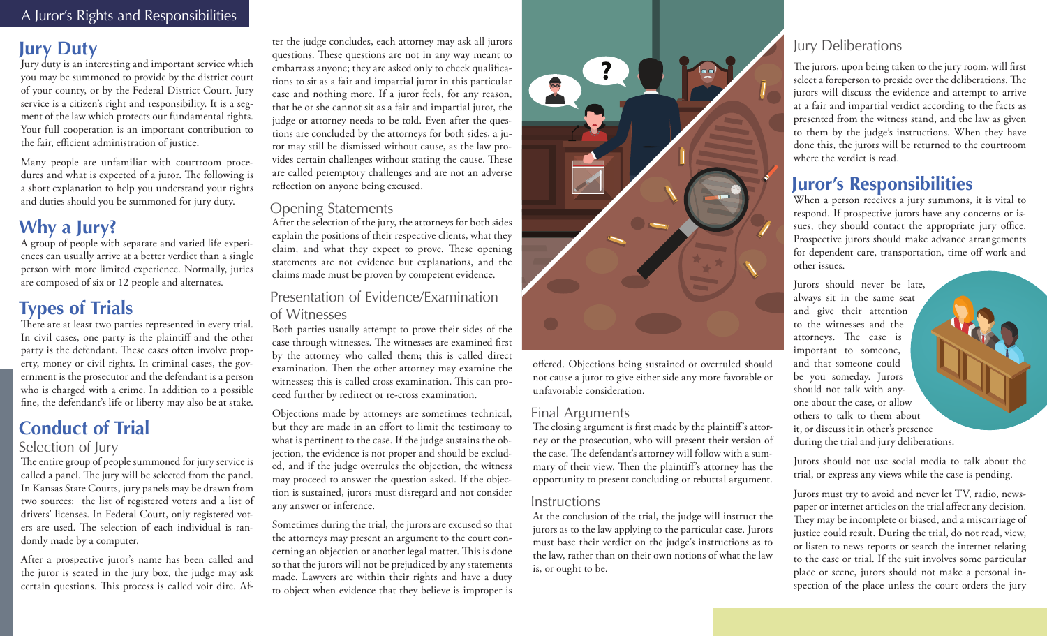# A Juror's Rights and Responsibilities

## Jury Duty

Jury duty is an interesting and important service which you may be summoned to provide by the district court of your county, or by the Federal District Court. Jury service is a citizen's right and responsibility. It is a segment of the law which protects our fundamental rights. Your full cooperation is an important contribution to the fair, efficient administration of justice.

Many people are unfamiliar with courtroom procedures and what is expected of a juror. The following is a short explanation to help you understand your rights and duties should you be summoned for jury duty.

## Why a Jury?

A group of people with separate and varied life experiences can usually arrive at a better verdict than a single person with more limited experience. Normally, juries are composed of six or 12 people and alternates.

## Types of Trials

There are at least two parties represented in every trial. In civil cases, one party is the plaintiff and the other party is the defendant. These cases often involve property, money or civil rights. In criminal cases, the government is the prosecutor and the defendant is a person who is charged with a crime. In addition to a possible fine, the defendant's life or liberty may also be at stake.

## Conduct of Trial

### Selection of Jury

The entire group of people summoned for jury service is called a panel. The jury will be selected from the panel. In Kansas State Courts, jury panels may be drawn from two sources: the list of registered voters and a list of drivers' licenses. In Federal Court, only registered voters are used. The selection of each individual is randomly made by a computer.

After a prospective juror's name has been called and the juror is seated in the jury box, the judge may ask certain questions. This process is called voir dire. After the judge concludes, each attorney may ask all jurors questions. These questions are not in any way meant to embarrass anyone; they are asked only to check qualifications to sit as a fair and impartial juror in this particular case and nothing more. If a juror feels, for any reason, that he or she cannot sit as a fair and impartial juror, the judge or attorney needs to be told. Even after the questions are concluded by the attorneys for both sides, a juror may still be dismissed without cause, as the law provides certain challenges without stating the cause. These are called peremptory challenges and are not an adverse reflection on anyone being excused.

### Opening Statements

After the selection of the jury, the attorneys for both sides explain the positions of their respective clients, what they claim, and what they expect to prove. These opening statements are not evidence but explanations, and the claims made must be proven by competent evidence.

### Presentation of Evidence/Examination of Witnesses

Both parties usually attempt to prove their sides of the case through witnesses. The witnesses are examined first by the attorney who called them; this is called direct examination. Then the other attorney may examine the witnesses; this is called cross examination. This can proceed further by redirect or re-cross examination.

Objections made by attorneys are sometimes technical, but they are made in an effort to limit the testimony to what is pertinent to the case. If the judge sustains the objection, the evidence is not proper and should be excluded, and if the judge overrules the objection, the witness may proceed to answer the question asked. If the objection is sustained, jurors must disregard and not consider any answer or inference.

Sometimes during the trial, the jurors are excused so that the attorneys may present an argument to the court concerning an objection or another legal matter. This is done so that the jurors will not be prejudiced by any statements made. Lawyers are within their rights and have a duty to object when evidence that they believe is improper is offered. Objections being sustained or overruled should not cause a juror to give either side any more favorable or unfavorable consideration.

### Final Arguments

The closing argument is first made by the plaintiff's attorney or the prosecution, who will present their version of the case. The defendant's attorney will follow with a summary of their view. Then the plaintiff's attorney has the opportunity to present concluding or rebuttal argument.

### Instructions

At the conclusion of the trial, the judge will instruct the jurors as to the law applying to the particular case. Jurors must base their verdict on the judge's instructions as to the law, rather than on their own notions of what the law is, or ought to be.

### Jury Deliberations

The jurors, upon being taken to the jury room, will first select a foreperson to preside over the deliberations. The jurors will discuss the evidence and attempt to arrive at a fair and impartial verdict according to the facts as presented from the witness stand, and the law as given to them by the judge's instructions. When they have done this, the jurors will be returned to the courtroom where the verdict is read.

## Juror's Responsibilities

When a person receives a jury summons, it is vital to respond. If prospective jurors have any concerns or issues, they should contact the appropriate jury office. Prospective jurors should make advance arrangements for dependent care, transportation, time off work and other issues.

Jurors should never be late, always sit in the same seat and give their attention to the witnesses and the attorneys. The case is important to someone, and that someone could be you someday. Jurors should not talk with anyone about the case, or allow others to talk to them about it, or discuss it in other's presence during the trial and jury deliberations.

Jurors should not use social media to talk about the trial, or express any views while the case is pending.

Jurors must try to avoid and never let TV, radio, newspaper or internet articles on the trial affect any decision. They may be incomplete or biased, and a miscarriage of justice could result. During the trial, do not read, view, or listen to news reports or search the internet relating to the case or trial. If the suit involves some particular place or scene, jurors should not make a personal inspection of the place unless the court orders the jury